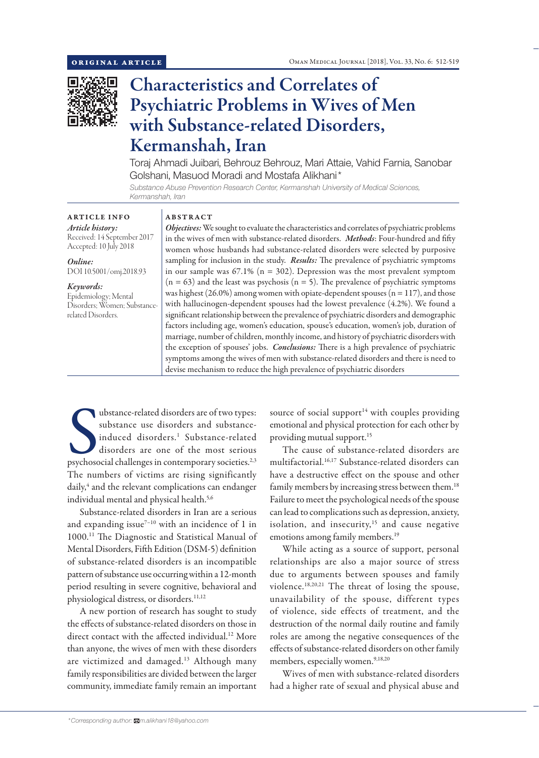ORIGINAL ARTICLE

# Characteristics and Correlates of Psychiatric Problems in Wives of Men with Substance-related Disorders, Kermanshah, Iran

Toraj Ahmadi Juibari, Behrouz Behrouz, Mari Attaie, Vahid Farnia, Sanobar Golshani, Masuod Moradi and Mostafa Alikhani*

*Substance Abuse Prevention Research Center, Kermanshah University of Medical Sciences, Kermanshah, Iran*

## ARTICLE INFO

*Article history:*
Received: 14 September 2017
Accepted: 10 July 2018

*Online:*
DOI 10.5001/omj.2018.93

*Keywords:*
Epidemiology; Mental Disorders; Women; Substance-related Disorders.

## ABSTRACT

***Objectives:*** We sought to evaluate the characteristics and correlates of psychiatric problems in the wives of men with substance-related disorders. ***Methods***: Four-hundred and fifty women whose husbands had substance-related disorders were selected by purposive sampling for inclusion in the study. ***Results:*** The prevalence of psychiatric symptoms in our sample was 67.1% (n = 302). Depression was the most prevalent symptom (n = 63) and the least was psychosis (n = 5). The prevalence of psychiatric symptoms was highest (26.0%) among women with opiate-dependent spouses (n = 117), and those with hallucinogen-dependent spouses had the lowest prevalence (4.2%). We found a significant relationship between the prevalence of psychiatric disorders and demographic factors including age, women's education, spouse's education, women's job, duration of marriage, number of children, monthly income, and history of psychiatric disorders with the exception of spouses' jobs. ***Conclusions:*** There is a high prevalence of psychiatric symptoms among the wives of men with substance-related disorders and there is need to devise mechanism to reduce the high prevalence of psychiatric disorders

Substance-related disorders are of two types: substance use disorders and substance-induced disorders.[1] Substance-related disorders are one of the most serious psychosocial challenges in contemporary societies.[2,3] The numbers of victims are rising significantly daily,[4] and the relevant complications can endanger individual mental and physical health.[5,6]

Substance-related disorders in Iran are a serious and expanding issue[7–10] with an incidence of 1 in 1000.[11] The Diagnostic and Statistical Manual of Mental Disorders, Fifth Edition (DSM-5) definition of substance-related disorders is an incompatible pattern of substance use occurring within a 12-month period resulting in severe cognitive, behavioral and physiological distress, or disorders.[11,12]

A new portion of research has sought to study the effects of substance-related disorders on those in direct contact with the affected individual.[12] More than anyone, the wives of men with these disorders are victimized and damaged.[13] Although many family responsibilities are divided between the larger community, immediate family remain an important source of social support[14] with couples providing emotional and physical protection for each other by providing mutual support.[15]

The cause of substance-related disorders are multifactorial.[16,17] Substance-related disorders can have a destructive effect on the spouse and other family members by increasing stress between them.[18] Failure to meet the psychological needs of the spouse can lead to complications such as depression, anxiety, isolation, and insecurity,[15] and cause negative emotions among family members.[19]

While acting as a source of support, personal relationships are also a major source of stress due to arguments between spouses and family violence.[18,20,21] The threat of losing the spouse, unavailability of the spouse, different types of violence, side effects of treatment, and the destruction of the normal daily routine and family roles are among the negative consequences of the effects of substance-related disorders on other family members, especially women.[9,18,20]

Wives of men with substance-related disorders had a higher rate of sexual and physical abuse and

*Corresponding author: m.alikhani18@yahoo.com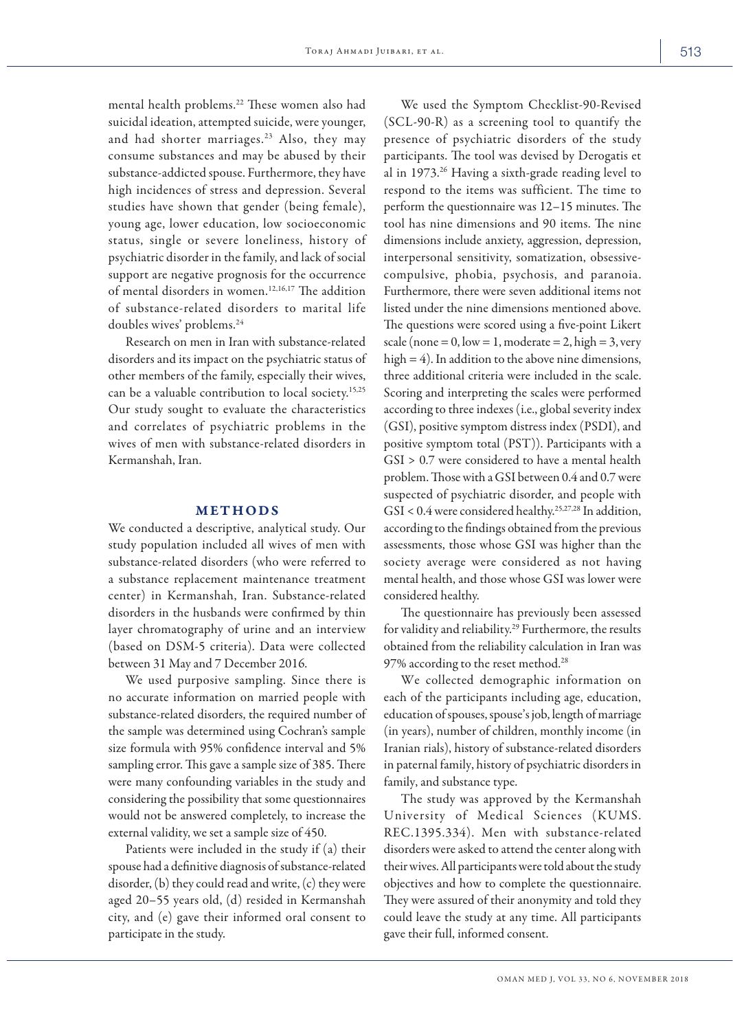mental health problems.[22] These women also had suicidal ideation, attempted suicide, were younger, and had shorter marriages.[23] Also, they may consume substances and may be abused by their substance-addicted spouse. Furthermore, they have high incidences of stress and depression. Several studies have shown that gender (being female), young age, lower education, low socioeconomic status, single or severe loneliness, history of psychiatric disorder in the family, and lack of social support are negative prognosis for the occurrence of mental disorders in women.[12,16,17] The addition of substance-related disorders to marital life doubles wives' problems.[24]

Research on men in Iran with substance-related disorders and its impact on the psychiatric status of other members of the family, especially their wives, can be a valuable contribution to local society.[15,25] Our study sought to evaluate the characteristics and correlates of psychiatric problems in the wives of men with substance-related disorders in Kermanshah, Iran.

## METHODS

We conducted a descriptive, analytical study. Our study population included all wives of men with substance-related disorders (who were referred to a substance replacement maintenance treatment center) in Kermanshah, Iran. Substance-related disorders in the husbands were confirmed by thin layer chromatography of urine and an interview (based on DSM-5 criteria). Data were collected between 31 May and 7 December 2016.

We used purposive sampling. Since there is no accurate information on married people with substance-related disorders, the required number of the sample was determined using Cochran's sample size formula with 95% confidence interval and 5% sampling error. This gave a sample size of 385. There were many confounding variables in the study and considering the possibility that some questionnaires would not be answered completely, to increase the external validity, we set a sample size of 450.

Patients were included in the study if (a) their spouse had a definitive diagnosis of substance-related disorder, (b) they could read and write, (c) they were aged 20–55 years old, (d) resided in Kermanshah city, and (e) gave their informed oral consent to participate in the study.

We used the Symptom Checklist-90-Revised (SCL-90-R) as a screening tool to quantify the presence of psychiatric disorders of the study participants. The tool was devised by Derogatis et al in 1973.[26] Having a sixth-grade reading level to respond to the items was sufficient. The time to perform the questionnaire was 12–15 minutes. The tool has nine dimensions and 90 items. The nine dimensions include anxiety, aggression, depression, interpersonal sensitivity, somatization, obsessive-compulsive, phobia, psychosis, and paranoia. Furthermore, there were seven additional items not listed under the nine dimensions mentioned above. The questions were scored using a five-point Likert scale (none = 0, low = 1, moderate = 2, high = 3, very high = 4). In addition to the above nine dimensions, three additional criteria were included in the scale. Scoring and interpreting the scales were performed according to three indexes (i.e., global severity index (GSI), positive symptom distress index (PSDI), and positive symptom total (PST)). Participants with a GSI > 0.7 were considered to have a mental health problem. Those with a GSI between 0.4 and 0.7 were suspected of psychiatric disorder, and people with GSI < 0.4 were considered healthy.[25,27,28] In addition, according to the findings obtained from the previous assessments, those whose GSI was higher than the society average were considered as not having mental health, and those whose GSI was lower were considered healthy.

The questionnaire has previously been assessed for validity and reliability.[29] Furthermore, the results obtained from the reliability calculation in Iran was 97% according to the reset method.[28]

We collected demographic information on each of the participants including age, education, education of spouses, spouse's job, length of marriage (in years), number of children, monthly income (in Iranian rials), history of substance-related disorders in paternal family, history of psychiatric disorders in family, and substance type.

The study was approved by the Kermanshah University of Medical Sciences (KUMS. REC.1395.334). Men with substance-related disorders were asked to attend the center along with their wives. All participants were told about the study objectives and how to complete the questionnaire. They were assured of their anonymity and told they could leave the study at any time. All participants gave their full, informed consent.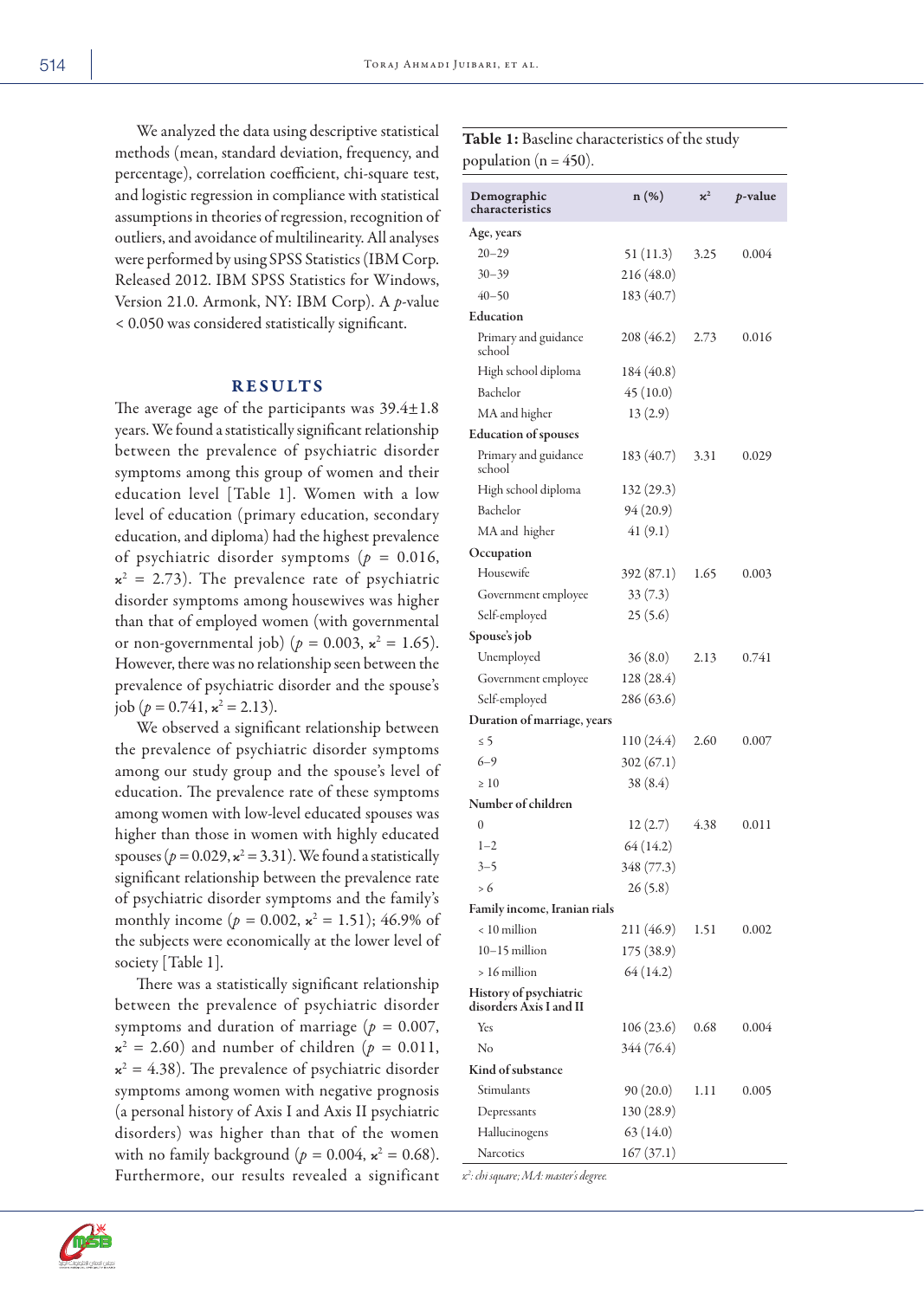We analyzed the data using descriptive statistical methods (mean, standard deviation, frequency, and percentage), correlation coefficient, chi-square test, and logistic regression in compliance with statistical assumptions in theories of regression, recognition of outliers, and avoidance of multilinearity. All analyses were performed by using SPSS Statistics (IBM Corp. Released 2012. IBM SPSS Statistics for Windows, Version 21.0. Armonk, NY: IBM Corp). A *p*-value < 0.050 was considered statistically significant.

## RESULTS

The average age of the participants was 39.4±1.8 years. We found a statistically significant relationship between the prevalence of psychiatric disorder symptoms among this group of women and their education level [Table 1]. Women with a low level of education (primary education, secondary education, and diploma) had the highest prevalence of psychiatric disorder symptoms ($p$ = 0.016, $\chi^2$ = 2.73). The prevalence rate of psychiatric disorder symptoms among housewives was higher than that of employed women (with governmental or non-governmental job) ($p$ = 0.003, $\chi^2$ = 1.65). However, there was no relationship seen between the prevalence of psychiatric disorder and the spouse's job ($p$ = 0.741, $\chi^2$ = 2.13).

We observed a significant relationship between the prevalence of psychiatric disorder symptoms among our study group and the spouse's level of education. The prevalence rate of these symptoms among women with low-level educated spouses was higher than those in women with highly educated spouses ($p$ = 0.029, $\chi^2$ = 3.31). We found a statistically significant relationship between the prevalence rate of psychiatric disorder symptoms and the family's monthly income ($p$ = 0.002, $\chi^2$ = 1.51); 46.9% of the subjects were economically at the lower level of society [Table 1].

There was a statistically significant relationship between the prevalence of psychiatric disorder symptoms and duration of marriage ($p$ = 0.007, $\chi^2$ = 2.60) and number of children ($p$ = 0.011, $\chi^2$ = 4.38). The prevalence of psychiatric disorder symptoms among women with negative prognosis (a personal history of Axis I and Axis II psychiatric disorders) was higher than that of the women with no family background ($p$ = 0.004, $\chi^2$ = 0.68). Furthermore, our results revealed a significant

**Table 1:** Baseline characteristics of the study population (n = 450).

| Demographic characteristics | n (%) | $\chi^2$ | *p*-value |
|---|---|---|---|
| **Age, years** | | | |
| 20–29 | 51 (11.3) | 3.25 | 0.004 |
| 30–39 | 216 (48.0) | | |
| 40–50 | 183 (40.7) | | |
| **Education** | | | |
| Primary and guidance school | 208 (46.2) | 2.73 | 0.016 |
| High school diploma | 184 (40.8) | | |
| Bachelor | 45 (10.0) | | |
| MA and higher | 13 (2.9) | | |
| **Education of spouses** | | | |
| Primary and guidance school | 183 (40.7) | 3.31 | 0.029 |
| High school diploma | 132 (29.3) | | |
| Bachelor | 94 (20.9) | | |
| MA and higher | 41 (9.1) | | |
| **Occupation** | | | |
| Housewife | 392 (87.1) | 1.65 | 0.003 |
| Government employee | 33 (7.3) | | |
| Self-employed | 25 (5.6) | | |
| **Spouse's job** | | | |
| Unemployed | 36 (8.0) | 2.13 | 0.741 |
| Government employee | 128 (28.4) | | |
| Self-employed | 286 (63.6) | | |
| **Duration of marriage, years** | | | |
| ≤ 5 | 110 (24.4) | 2.60 | 0.007 |
| 6–9 | 302 (67.1) | | |
| ≥ 10 | 38 (8.4) | | |
| **Number of children** | | | |
| 0 | 12 (2.7) | 4.38 | 0.011 |
| 1–2 | 64 (14.2) | | |
| 3–5 | 348 (77.3) | | |
| > 6 | 26 (5.8) | | |
| **Family income, Iranian rials** | | | |
| < 10 million | 211 (46.9) | 1.51 | 0.002 |
| 10–15 million | 175 (38.9) | | |
| > 16 million | 64 (14.2) | | |
| **History of psychiatric disorders Axis I and II** | | | |
| Yes | 106 (23.6) | 0.68 | 0.004 |
| No | 344 (76.4) | | |
| **Kind of substance** | | | |
| Stimulants | 90 (20.0) | 1.11 | 0.005 |
| Depressants | 130 (28.9) | | |
| Hallucinogens | 63 (14.0) | | |
| Narcotics | 167 (37.1) | | |

*$\chi^2$: chi square; MA: master's degree.*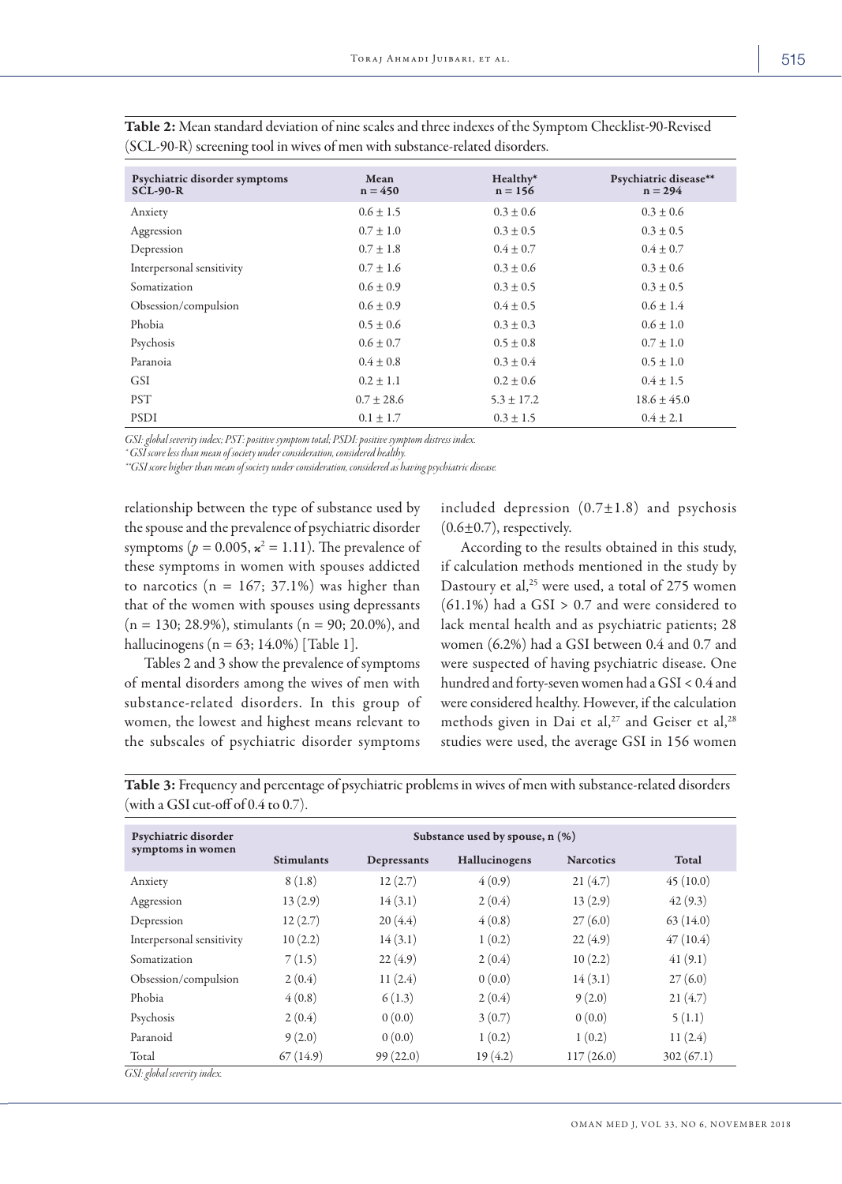**Table 2:** Mean standard deviation of nine scales and three indexes of the Symptom Checklist-90-Revised (SCL-90-R) screening tool in wives of men with substance-related disorders.

| Psychiatric disorder symptoms SCL-90-R | Mean n = 450 | Healthy* n = 156 | Psychiatric disease** n = 294 |
|---|---|---|---|
| Anxiety | 0.6 ± 1.5 | 0.3 ± 0.6 | 0.3 ± 0.6 |
| Aggression | 0.7 ± 1.0 | 0.3 ± 0.5 | 0.3 ± 0.5 |
| Depression | 0.7 ± 1.8 | 0.4 ± 0.7 | 0.4 ± 0.7 |
| Interpersonal sensitivity | 0.7 ± 1.6 | 0.3 ± 0.6 | 0.3 ± 0.6 |
| Somatization | 0.6 ± 0.9 | 0.3 ± 0.5 | 0.3 ± 0.5 |
| Obsession/compulsion | 0.6 ± 0.9 | 0.4 ± 0.5 | 0.6 ± 1.4 |
| Phobia | 0.5 ± 0.6 | 0.3 ± 0.3 | 0.6 ± 1.0 |
| Psychosis | 0.6 ± 0.7 | 0.5 ± 0.8 | 0.7 ± 1.0 |
| Paranoia | 0.4 ± 0.8 | 0.3 ± 0.4 | 0.5 ± 1.0 |
| GSI | 0.2 ± 1.1 | 0.2 ± 0.6 | 0.4 ± 1.5 |
| PST | 0.7 ± 28.6 | 5.3 ± 17.2 | 18.6 ± 45.0 |
| PSDI | 0.1 ± 1.7 | 0.3 ± 1.5 | 0.4 ± 2.1 |

*GSI: global severity index; PST: positive symptom total; PSDI: positive symptom distress index.*
*\*GSI score less than mean of society under consideration, considered healthy.*
*\*\*GSI score higher than mean of society under consideration, considered as having psychiatric disease.*

relationship between the type of substance used by the spouse and the prevalence of psychiatric disorder symptoms ($p = 0.005$, $\chi^2 = 1.11$). The prevalence of these symptoms in women with spouses addicted to narcotics (n = 167; 37.1%) was higher than that of the women with spouses using depressants (n = 130; 28.9%), stimulants (n = 90; 20.0%), and hallucinogens (n = 63; 14.0%) [Table 1].

Tables 2 and 3 show the prevalence of symptoms of mental disorders among the wives of men with substance-related disorders. In this group of women, the lowest and highest means relevant to the subscales of psychiatric disorder symptoms included depression (0.7±1.8) and psychosis (0.6±0.7), respectively.

According to the results obtained in this study, if calculation methods mentioned in the study by Dastoury et al,[25] were used, a total of 275 women (61.1%) had a GSI > 0.7 and were considered to lack mental health and as psychiatric patients; 28 women (6.2%) had a GSI between 0.4 and 0.7 and were suspected of having psychiatric disease. One hundred and forty-seven women had a GSI < 0.4 and were considered healthy. However, if the calculation methods given in Dai et al,[27] and Geiser et al,[28] studies were used, the average GSI in 156 women

**Table 3:** Frequency and percentage of psychiatric problems in wives of men with substance-related disorders (with a GSI cut-off of 0.4 to 0.7).

| Psychiatric disorder symptoms in women | Substance used by spouse, n (%) | | | | |
|---|---|---|---|---|---|
| | Stimulants | Depressants | Hallucinogens | Narcotics | Total |
| Anxiety | 8 (1.8) | 12 (2.7) | 4 (0.9) | 21 (4.7) | 45 (10.0) |
| Aggression | 13 (2.9) | 14 (3.1) | 2 (0.4) | 13 (2.9) | 42 (9.3) |
| Depression | 12 (2.7) | 20 (4.4) | 4 (0.8) | 27 (6.0) | 63 (14.0) |
| Interpersonal sensitivity | 10 (2.2) | 14 (3.1) | 1 (0.2) | 22 (4.9) | 47 (10.4) |
| Somatization | 7 (1.5) | 22 (4.9) | 2 (0.4) | 10 (2.2) | 41 (9.1) |
| Obsession/compulsion | 2 (0.4) | 11 (2.4) | 0 (0.0) | 14 (3.1) | 27 (6.0) |
| Phobia | 4 (0.8) | 6 (1.3) | 2 (0.4) | 9 (2.0) | 21 (4.7) |
| Psychosis | 2 (0.4) | 0 (0.0) | 3 (0.7) | 0 (0.0) | 5 (1.1) |
| Paranoid | 9 (2.0) | 0 (0.0) | 1 (0.2) | 1 (0.2) | 11 (2.4) |
| Total | 67 (14.9) | 99 (22.0) | 19 (4.2) | 117 (26.0) | 302 (67.1) |

*GSI: global severity index.*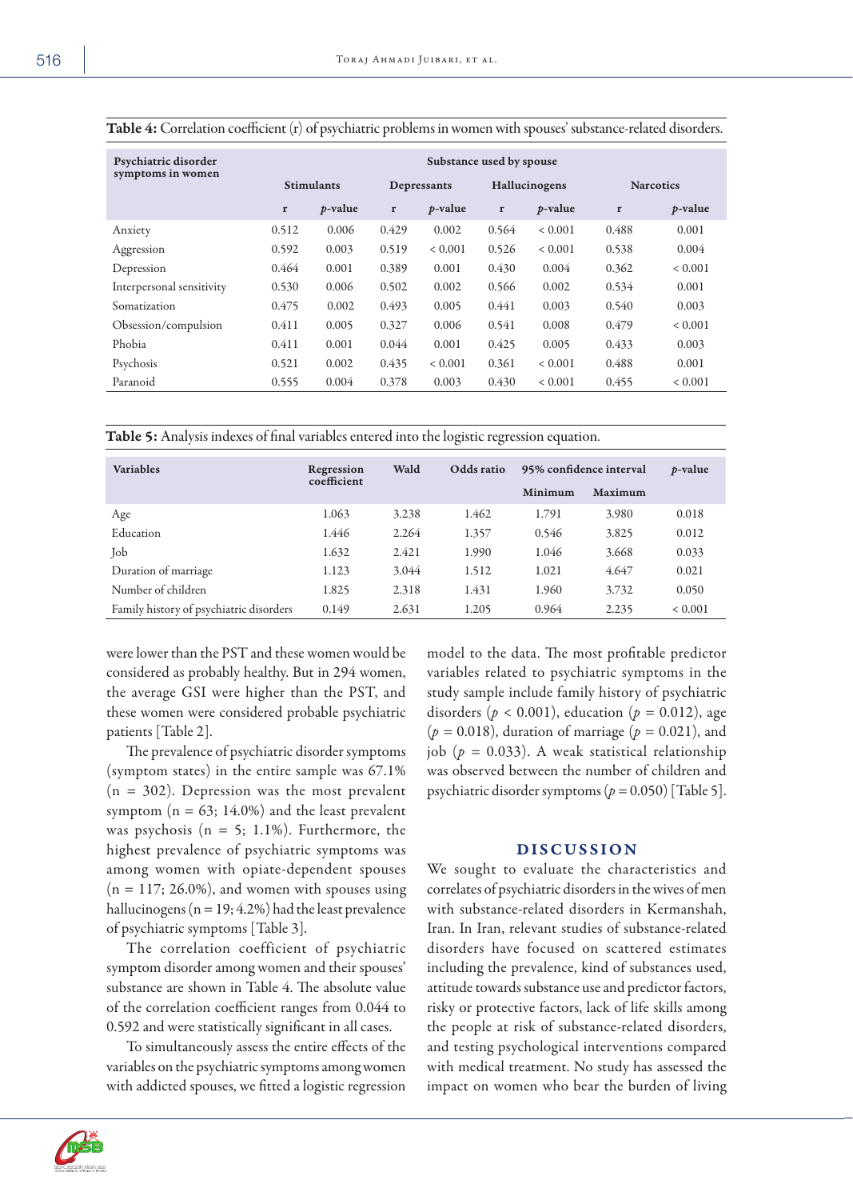**Table 4:** Correlation coefficient (r) of psychiatric problems in women with spouses' substance-related disorders.

| Psychiatric disorder symptoms in women | Substance used by spouse | | | | | | | |
|---|---|---|---|---|---|---|---|---|
| | Stimulants | | Depressants | | Hallucinogens | | Narcotics | |
| | r | *p*-value | r | *p*-value | r | *p*-value | r | *p*-value |
| Anxiety | 0.512 | 0.006 | 0.429 | 0.002 | 0.564 | < 0.001 | 0.488 | 0.001 |
| Aggression | 0.592 | 0.003 | 0.519 | < 0.001 | 0.526 | < 0.001 | 0.538 | 0.004 |
| Depression | 0.464 | 0.001 | 0.389 | 0.001 | 0.430 | 0.004 | 0.362 | < 0.001 |
| Interpersonal sensitivity | 0.530 | 0.006 | 0.502 | 0.002 | 0.566 | 0.002 | 0.534 | 0.001 |
| Somatization | 0.475 | 0.002 | 0.493 | 0.005 | 0.441 | 0.003 | 0.540 | 0.003 |
| Obsession/compulsion | 0.411 | 0.005 | 0.327 | 0.006 | 0.541 | 0.008 | 0.479 | < 0.001 |
| Phobia | 0.411 | 0.001 | 0.044 | 0.001 | 0.425 | 0.005 | 0.433 | 0.003 |
| Psychosis | 0.521 | 0.002 | 0.435 | < 0.001 | 0.361 | < 0.001 | 0.488 | 0.001 |
| Paranoid | 0.555 | 0.004 | 0.378 | 0.003 | 0.430 | < 0.001 | 0.455 | < 0.001 |

**Table 5:** Analysis indexes of final variables entered into the logistic regression equation.

| Variables | Regression coefficient | Wald | Odds ratio | 95% confidence interval | | *p*-value |
|---|---|---|---|---|---|---|
| | | | | Minimum | Maximum | |
| Age | 1.063 | 3.238 | 1.462 | 1.791 | 3.980 | 0.018 |
| Education | 1.446 | 2.264 | 1.357 | 0.546 | 3.825 | 0.012 |
| Job | 1.632 | 2.421 | 1.990 | 1.046 | 3.668 | 0.033 |
| Duration of marriage | 1.123 | 3.044 | 1.512 | 1.021 | 4.647 | 0.021 |
| Number of children | 1.825 | 2.318 | 1.431 | 1.960 | 3.732 | 0.050 |
| Family history of psychiatric disorders | 0.149 | 2.631 | 1.205 | 0.964 | 2.235 | < 0.001 |

were lower than the PST and these women would be considered as probably healthy. But in 294 women, the average GSI were higher than the PST, and these women were considered probable psychiatric patients [Table 2].

The prevalence of psychiatric disorder symptoms (symptom states) in the entire sample was 67.1% (n = 302). Depression was the most prevalent symptom (n = 63; 14.0%) and the least prevalent was psychosis (n = 5; 1.1%). Furthermore, the highest prevalence of psychiatric symptoms was among women with opiate-dependent spouses (n = 117; 26.0%), and women with spouses using hallucinogens (n = 19; 4.2%) had the least prevalence of psychiatric symptoms [Table 3].

The correlation coefficient of psychiatric symptom disorder among women and their spouses' substance are shown in Table 4. The absolute value of the correlation coefficient ranges from 0.044 to 0.592 and were statistically significant in all cases.

To simultaneously assess the entire effects of the variables on the psychiatric symptoms among women with addicted spouses, we fitted a logistic regression model to the data. The most profitable predictor variables related to psychiatric symptoms in the study sample include family history of psychiatric disorders ($p < 0.001$), education ($p = 0.012$), age ($p = 0.018$), duration of marriage ($p = 0.021$), and job ($p = 0.033$). A weak statistical relationship was observed between the number of children and psychiatric disorder symptoms ($p = 0.050$) [Table 5].

## DISCUSSION

We sought to evaluate the characteristics and correlates of psychiatric disorders in the wives of men with substance-related disorders in Kermanshah, Iran. In Iran, relevant studies of substance-related disorders have focused on scattered estimates including the prevalence, kind of substances used, attitude towards substance use and predictor factors, risky or protective factors, lack of life skills among the people at risk of substance-related disorders, and testing psychological interventions compared with medical treatment. No study has assessed the impact on women who bear the burden of living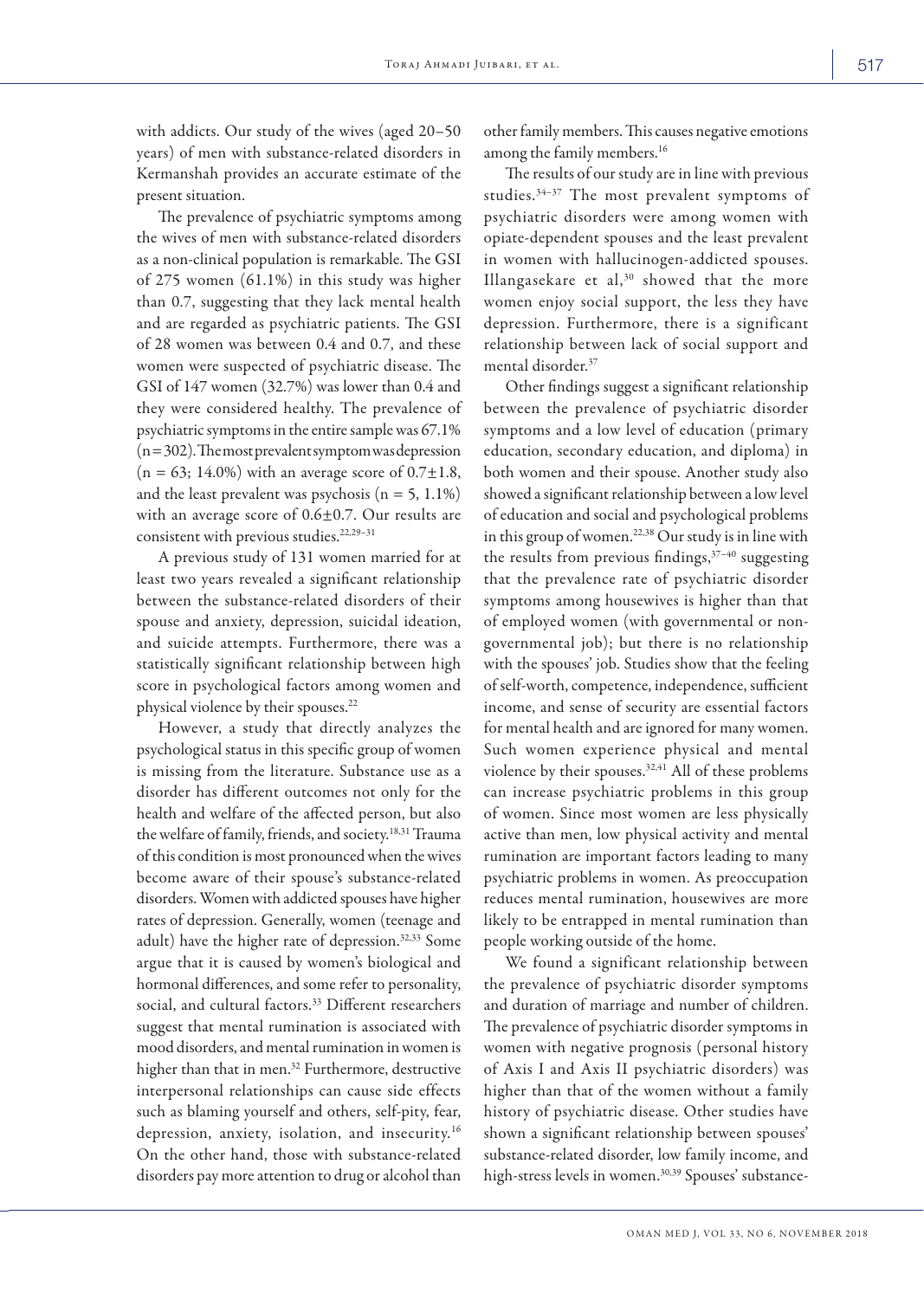with addicts. Our study of the wives (aged 20–50 years) of men with substance-related disorders in Kermanshah provides an accurate estimate of the present situation.

The prevalence of psychiatric symptoms among the wives of men with substance-related disorders as a non-clinical population is remarkable. The GSI of 275 women (61.1%) in this study was higher than 0.7, suggesting that they lack mental health and are regarded as psychiatric patients. The GSI of 28 women was between 0.4 and 0.7, and these women were suspected of psychiatric disease. The GSI of 147 women (32.7%) was lower than 0.4 and they were considered healthy. The prevalence of psychiatric symptoms in the entire sample was 67.1% (n = 302). The most prevalent symptom was depression (n = 63; 14.0%) with an average score of 0.7±1.8, and the least prevalent was psychosis (n = 5, 1.1%) with an average score of 0.6±0.7. Our results are consistent with previous studies.[22,29–31]

A previous study of 131 women married for at least two years revealed a significant relationship between the substance-related disorders of their spouse and anxiety, depression, suicidal ideation, and suicide attempts. Furthermore, there was a statistically significant relationship between high score in psychological factors among women and physical violence by their spouses.[22]

However, a study that directly analyzes the psychological status in this specific group of women is missing from the literature. Substance use as a disorder has different outcomes not only for the health and welfare of the affected person, but also the welfare of family, friends, and society.[18,31] Trauma of this condition is most pronounced when the wives become aware of their spouse's substance-related disorders. Women with addicted spouses have higher rates of depression. Generally, women (teenage and adult) have the higher rate of depression.[32,33] Some argue that it is caused by women's biological and hormonal differences, and some refer to personality, social, and cultural factors.[33] Different researchers suggest that mental rumination is associated with mood disorders, and mental rumination in women is higher than that in men.[32] Furthermore, destructive interpersonal relationships can cause side effects such as blaming yourself and others, self-pity, fear, depression, anxiety, isolation, and insecurity.[16] On the other hand, those with substance-related disorders pay more attention to drug or alcohol than other family members. This causes negative emotions among the family members.[16]

The results of our study are in line with previous studies.[34–37] The most prevalent symptoms of psychiatric disorders were among women with opiate-dependent spouses and the least prevalent in women with hallucinogen-addicted spouses. Illangasekare et al,[30] showed that the more women enjoy social support, the less they have depression. Furthermore, there is a significant relationship between lack of social support and mental disorder.[37]

Other findings suggest a significant relationship between the prevalence of psychiatric disorder symptoms and a low level of education (primary education, secondary education, and diploma) in both women and their spouse. Another study also showed a significant relationship between a low level of education and social and psychological problems in this group of women.[22,38] Our study is in line with the results from previous findings,[37–40] suggesting that the prevalence rate of psychiatric disorder symptoms among housewives is higher than that of employed women (with governmental or non-governmental job); but there is no relationship with the spouses' job. Studies show that the feeling of self-worth, competence, independence, sufficient income, and sense of security are essential factors for mental health and are ignored for many women. Such women experience physical and mental violence by their spouses.[32,41] All of these problems can increase psychiatric problems in this group of women. Since most women are less physically active than men, low physical activity and mental rumination are important factors leading to many psychiatric problems in women. As preoccupation reduces mental rumination, housewives are more likely to be entrapped in mental rumination than people working outside of the home.

We found a significant relationship between the prevalence of psychiatric disorder symptoms and duration of marriage and number of children. The prevalence of psychiatric disorder symptoms in women with negative prognosis (personal history of Axis I and Axis II psychiatric disorders) was higher than that of the women without a family history of psychiatric disease. Other studies have shown a significant relationship between spouses' substance-related disorder, low family income, and high-stress levels in women.[30,39] Spouses' substance-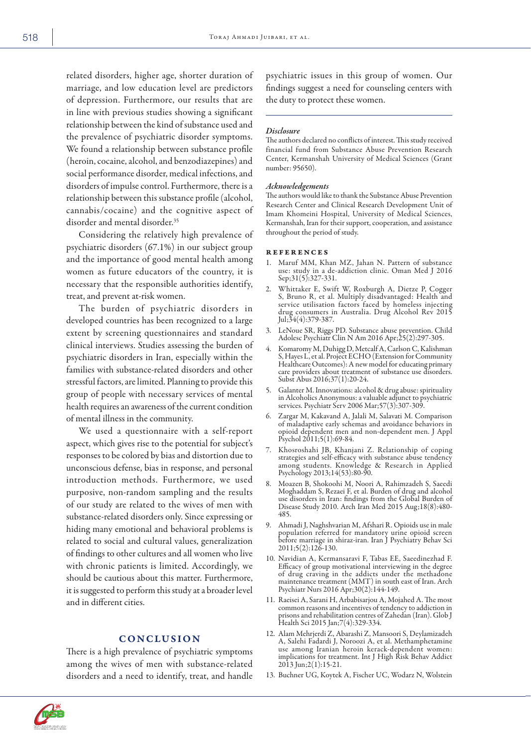related disorders, higher age, shorter duration of marriage, and low education level are predictors of depression. Furthermore, our results that are in line with previous studies showing a significant relationship between the kind of substance used and the prevalence of psychiatric disorder symptoms. We found a relationship between substance profile (heroin, cocaine, alcohol, and benzodiazepines) and social performance disorder, medical infections, and disorders of impulse control. Furthermore, there is a relationship between this substance profile (alcohol, cannabis/cocaine) and the cognitive aspect of disorder and mental disorder.[35]

Considering the relatively high prevalence of psychiatric disorders (67.1%) in our subject group and the importance of good mental health among women as future educators of the country, it is necessary that the responsible authorities identify, treat, and prevent at-risk women.

The burden of psychiatric disorders in developed countries has been recognized to a large extent by screening questionnaires and standard clinical interviews. Studies assessing the burden of psychiatric disorders in Iran, especially within the families with substance-related disorders and other stressful factors, are limited. Planning to provide this group of people with necessary services of mental health requires an awareness of the current condition of mental illness in the community.

We used a questionnaire with a self-report aspect, which gives rise to the potential for subject's responses to be colored by bias and distortion due to unconscious defense, bias in response, and personal introduction methods. Furthermore, we used purposive, non-random sampling and the results of our study are related to the wives of men with substance-related disorders only. Since expressing or hiding many emotional and behavioral problems is related to social and cultural values, generalization of findings to other cultures and all women who live with chronic patients is limited. Accordingly, we should be cautious about this matter. Furthermore, it is suggested to perform this study at a broader level and in different cities.

## CONCLUSION

There is a high prevalence of psychiatric symptoms among the wives of men with substance-related disorders and a need to identify, treat, and handle psychiatric issues in this group of women. Our findings suggest a need for counseling centers with the duty to protect these women.

### *Disclosure*

The authors declared no conflicts of interest. This study received financial fund from Substance Abuse Prevention Research Center, Kermanshah University of Medical Sciences (Grant number: 95650).

### *Acknowledgements*

The authors would like to thank the Substance Abuse Prevention Research Center and Clinical Research Development Unit of Imam Khomeini Hospital, University of Medical Sciences, Kermanshah, Iran for their support, cooperation, and assistance throughout the period of study.

## REFERENCES

1. Maruf MM, Khan MZ, Jahan N. Pattern of substance use: study in a de-addiction clinic. Oman Med J 2016 Sep;31(5):327-331.
2. Whittaker E, Swift W, Roxburgh A, Dietze P, Cogger S, Bruno R, et al. Multiply disadvantaged: Health and service utilisation factors faced by homeless injecting drug consumers in Australia. Drug Alcohol Rev 2015 Jul;34(4):379-387.
3. LeNoue SR, Riggs PD. Substance abuse prevention. Child Adolesc Psychiatr Clin N Am 2016 Apr;25(2):297-305.
4. Komaromy M, Duhigg D, Metcalf A, Carlson C, Kalishman S, Hayes L, et al. Project ECHO (Extension for Community Healthcare Outcomes): A new model for educating primary care providers about treatment of substance use disorders. Subst Abus 2016;37(1):20-24.
5. Galanter M. Innovations: alcohol & drug abuse: spirituality in Alcoholics Anonymous: a valuable adjunct to psychiatric services. Psychiatr Serv 2006 Mar;57(3):307-309.
6. Zargar M, Kakavand A, Jalali M, Salavati M. Comparison of maladaptive early schemas and avoidance behaviors in opioid dependent men and non-dependent men. J Appl Psychol 2011;5(1):69-84.
7. Khosroshahi JB, Khanjani Z. Relationship of coping strategies and self-efficacy with substance abuse tendency among students. Knowledge & Research in Applied Psychology 2013;14(53):80-90.
8. Moazen B, Shokoohi M, Noori A, Rahimzadeh S, Saeedi Moghaddam S, Rezaei F, et al. Burden of drug and alcohol use disorders in Iran: findings from the Global Burden of Disease Study 2010. Arch Iran Med 2015 Aug;18(8):480-485.
9. Ahmadi J, Naghshvarian M, Afshari R. Opioids use in male population referred for mandatory urine opioid screen before marriage in shiraz-iran. Iran J Psychiatry Behav Sci 2011;5(2):126-130.
10. Navidian A, Kermansaravi F, Tabas EE, Saeedinezhad F. Efficacy of group motivational interviewing in the degree of drug craving in the addicts under the methadone maintenance treatment (MMT) in south east of Iran. Arch Psychiatr Nurs 2016 Apr;30(2):144-149.
11. Raeisei A, Sarani H, Arbabisarjou A, Mojahed A. The most common reasons and incentives of tendency to addiction in prisons and rehabilitation centres of Zahedan (Iran). Glob J Health Sci 2015 Jan;7(4):329-334.
12. Alam Mehrjerdi Z, Abarashi Z, Mansoori S, Deylamizadeh A, Salehi Fadardi J, Noroozi A, et al. Methamphetamine use among Iranian heroin kerack-dependent women: implications for treatment. Int J High Risk Behav Addict 2013 Jun;2(1):15-21.
13. Buchner UG, Koytek A, Fischer UC, Wodarz N, Wolstein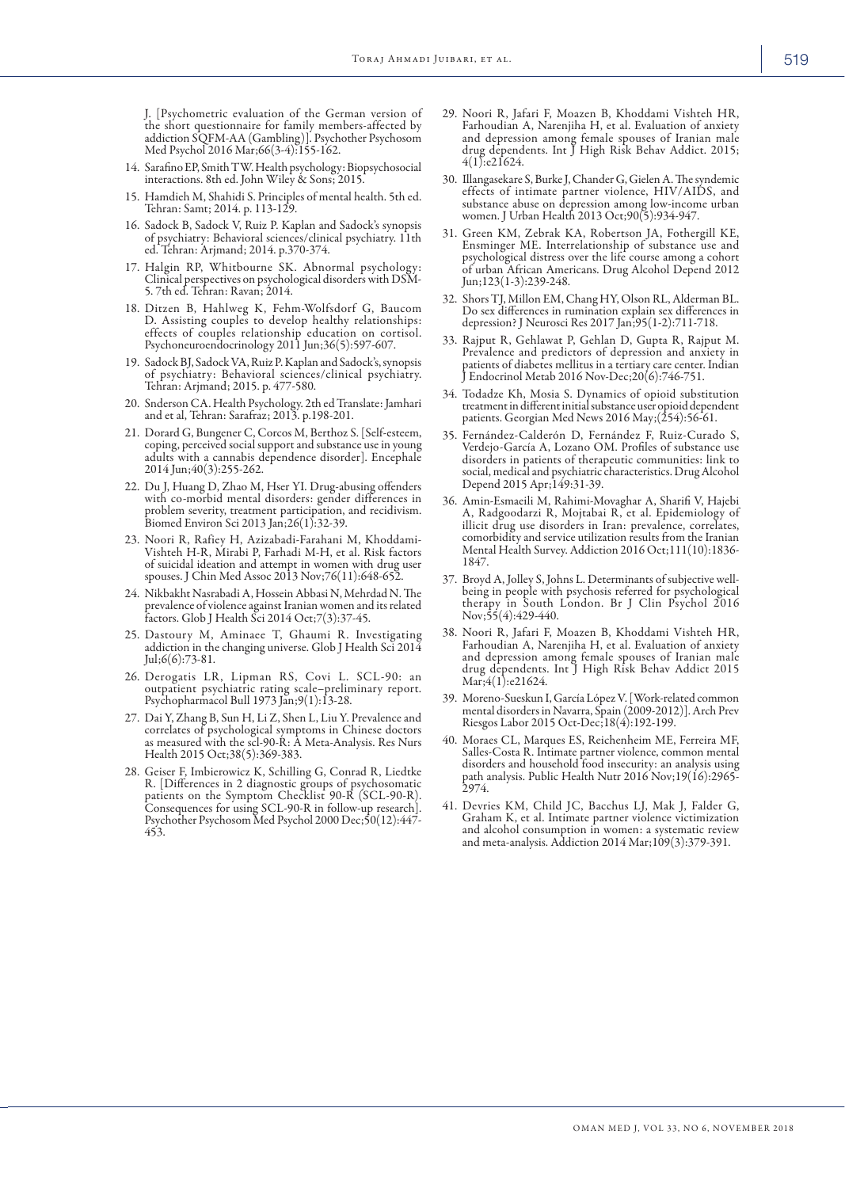J. [Psychometric evaluation of the German version of the short questionnaire for family members-affected by addiction SQFM-AA (Gambling)]. Psychother Psychosom Med Psychol 2016 Mar;66(3-4):155-162.

14. Sarafino EP, Smith TW. Health psychology: Biopsychosocial interactions. 8th ed. John Wiley & Sons; 2015.
15. Hamdieh M, Shahidi S. Principles of mental health. 5th ed. Tehran: Samt; 2014. p. 113-129.
16. Sadock B, Sadock V, Ruiz P. Kaplan and Sadock's synopsis of psychiatry: Behavioral sciences/clinical psychiatry. 11th ed. Tehran: Arjmand; 2014. p.370-374.
17. Halgin RP, Whitbourne SK. Abnormal psychology: Clinical perspectives on psychological disorders with DSM-5. 7th ed. Tehran: Ravan; 2014.
18. Ditzen B, Hahlweg K, Fehm-Wolfsdorf G, Baucom D. Assisting couples to develop healthy relationships: effects of couples relationship education on cortisol. Psychoneuroendocrinology 2011 Jun;36(5):597-607.
19. Sadock BJ, Sadock VA, Ruiz P. Kaplan and Sadock's, synopsis of psychiatry: Behavioral sciences/clinical psychiatry. Tehran: Arjmand; 2015. p. 477-580.
20. Snderson CA. Health Psychology. 2th ed Translate: Jamhari and et al, Tehran: Sarafraz; 2013. p.198-201.
21. Dorard G, Bungener C, Corcos M, Berthoz S. [Self-esteem, coping, perceived social support and substance use in young adults with a cannabis dependence disorder]. Encephale 2014 Jun;40(3):255-262.
22. Du J, Huang D, Zhao M, Hser YI. Drug-abusing offenders with co-morbid mental disorders: gender differences in problem severity, treatment participation, and recidivism. Biomed Environ Sci 2013 Jan;26(1):32-39.
23. Noori R, Rafiey H, Azizabadi-Farahani M, Khoddami-Vishteh H-R, Mirabi P, Farhadi M-H, et al. Risk factors of suicidal ideation and attempt in women with drug user spouses. J Chin Med Assoc 2013 Nov;76(11):648-652.
24. Nikbakht Nasrabadi A, Hossein Abbasi N, Mehrdad N. The prevalence of violence against Iranian women and its related factors. Glob J Health Sci 2014 Oct;7(3):37-45.
25. Dastoury M, Aminaee T, Ghaumi R. Investigating addiction in the changing universe. Glob J Health Sci 2014 Jul;6(6):73-81.
26. Derogatis LR, Lipman RS, Covi L. SCL-90: an outpatient psychiatric rating scale–preliminary report. Psychopharmacol Bull 1973 Jan;9(1):13-28.
27. Dai Y, Zhang B, Sun H, Li Z, Shen L, Liu Y. Prevalence and correlates of psychological symptoms in Chinese doctors as measured with the scl-90-R: A Meta-Analysis. Res Nurs Health 2015 Oct;38(5):369-383.
28. Geiser F, Imbierowicz K, Schilling G, Conrad R, Liedtke R. [Differences in 2 diagnostic groups of psychosomatic patients on the Symptom Checklist 90-R (SCL-90-R). Consequences for using SCL-90-R in follow-up research]. Psychother Psychosom Med Psychol 2000 Dec;50(12):447-453.
29. Noori R, Jafari F, Moazen B, Khoddami Vishteh HR, Farhoudian A, Narenjiha H, et al. Evaluation of anxiety and depression among female spouses of Iranian male drug dependents. Int J High Risk Behav Addict. 2015; 4(1):e21624.
30. Illangasekare S, Burke J, Chander G, Gielen A. The syndemic effects of intimate partner violence, HIV/AIDS, and substance abuse on depression among low-income urban women. J Urban Health 2013 Oct;90(5):934-947.
31. Green KM, Zebrak KA, Robertson JA, Fothergill KE, Ensminger ME. Interrelationship of substance use and psychological distress over the life course among a cohort of urban African Americans. Drug Alcohol Depend 2012 Jun;123(1-3):239-248.
32. Shors TJ, Millon EM, Chang HY, Olson RL, Alderman BL. Do sex differences in rumination explain sex differences in depression? J Neurosci Res 2017 Jan;95(1-2):711-718.
33. Rajput R, Gehlawat P, Gehlan D, Gupta R, Rajput M. Prevalence and predictors of depression and anxiety in patients of diabetes mellitus in a tertiary care center. Indian J Endocrinol Metab 2016 Nov-Dec;20(6):746-751.
34. Todadze Kh, Mosia S. Dynamics of opioid substitution treatment in different initial substance user opioid dependent patients. Georgian Med News 2016 May;(254):56-61.
35. Fernández-Calderón D, Fernández F, Ruiz-Curado S, Verdejo-García A, Lozano OM. Profiles of substance use disorders in patients of therapeutic communities: link to social, medical and psychiatric characteristics. Drug Alcohol Depend 2015 Apr;149:31-39.
36. Amin-Esmaeili M, Rahimi-Movaghar A, Sharifi V, Hajebi A, Radgoodarzi R, Mojtabai R, et al. Epidemiology of illicit drug use disorders in Iran: prevalence, correlates, comorbidity and service utilization results from the Iranian Mental Health Survey. Addiction 2016 Oct;111(10):1836-1847.
37. Broyd A, Jolley S, Johns L. Determinants of subjective well-being in people with psychosis referred for psychological therapy in South London. Br J Clin Psychol 2016 Nov;55(4):429-440.
38. Noori R, Jafari F, Moazen B, Khoddami Vishteh HR, Farhoudian A, Narenjiha H, et al. Evaluation of anxiety and depression among female spouses of Iranian male drug dependents. Int J High Risk Behav Addict 2015 Mar;4(1):e21624.
39. Moreno-Sueskun I, García López V. [Work-related common mental disorders in Navarra, Spain (2009-2012)]. Arch Prev Riesgos Labor 2015 Oct-Dec;18(4):192-199.
40. Moraes CL, Marques ES, Reichenheim ME, Ferreira MF, Salles-Costa R. Intimate partner violence, common mental disorders and household food insecurity: an analysis using path analysis. Public Health Nutr 2016 Nov;19(16):2965-2974.
41. Devries KM, Child JC, Bacchus LJ, Mak J, Falder G, Graham K, et al. Intimate partner violence victimization and alcohol consumption in women: a systematic review and meta-analysis. Addiction 2014 Mar;109(3):379-391.